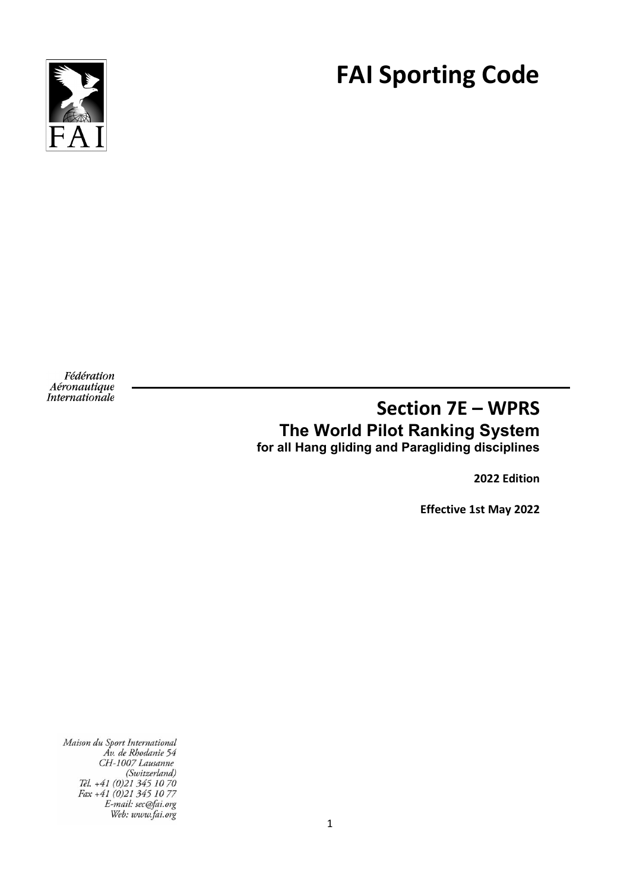# FAI Sporting Code

Fédération Aéronautique Internationale

## Section 7E – WPRS

### The World Pilot Ranking System

**for all Hang gliding and Paragliding disciplines**

**2022 Edition**

**Effective 1st May 2022**

Maison du Sport International
Av. de Rhodanie 54
CH-1007 Lausanne
(Switzerland)
Tél. +41 (0)21 345 10 70
Fax +41 (0)21 345 10 77
E-mail: sec@fai.org
Web: www.fai.org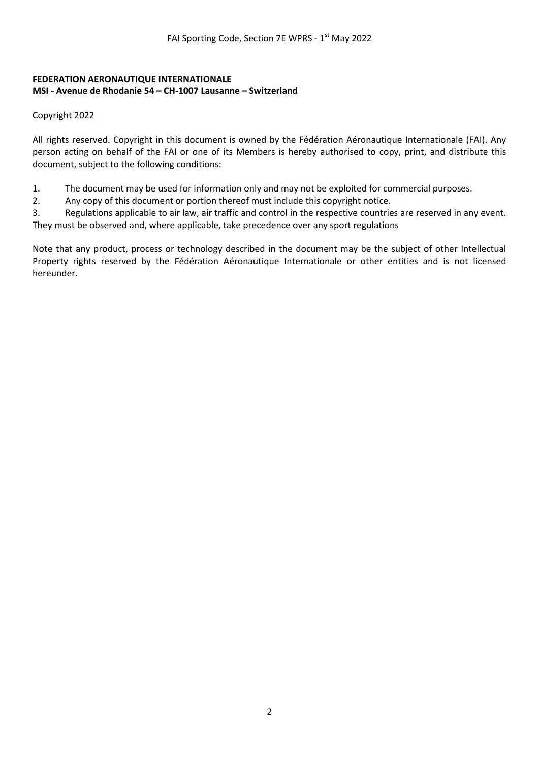**FEDERATION AERONAUTIQUE INTERNATIONALE**
**MSI - Avenue de Rhodanie 54 – CH-1007 Lausanne – Switzerland**

Copyright 2022

All rights reserved. Copyright in this document is owned by the Fédération Aéronautique Internationale (FAI). Any person acting on behalf of the FAI or one of its Members is hereby authorised to copy, print, and distribute this document, subject to the following conditions:

1. The document may be used for information only and may not be exploited for commercial purposes.
2. Any copy of this document or portion thereof must include this copyright notice.
3. Regulations applicable to air law, air traffic and control in the respective countries are reserved in any event. They must be observed and, where applicable, take precedence over any sport regulations

Note that any product, process or technology described in the document may be the subject of other Intellectual Property rights reserved by the Fédération Aéronautique Internationale or other entities and is not licensed hereunder.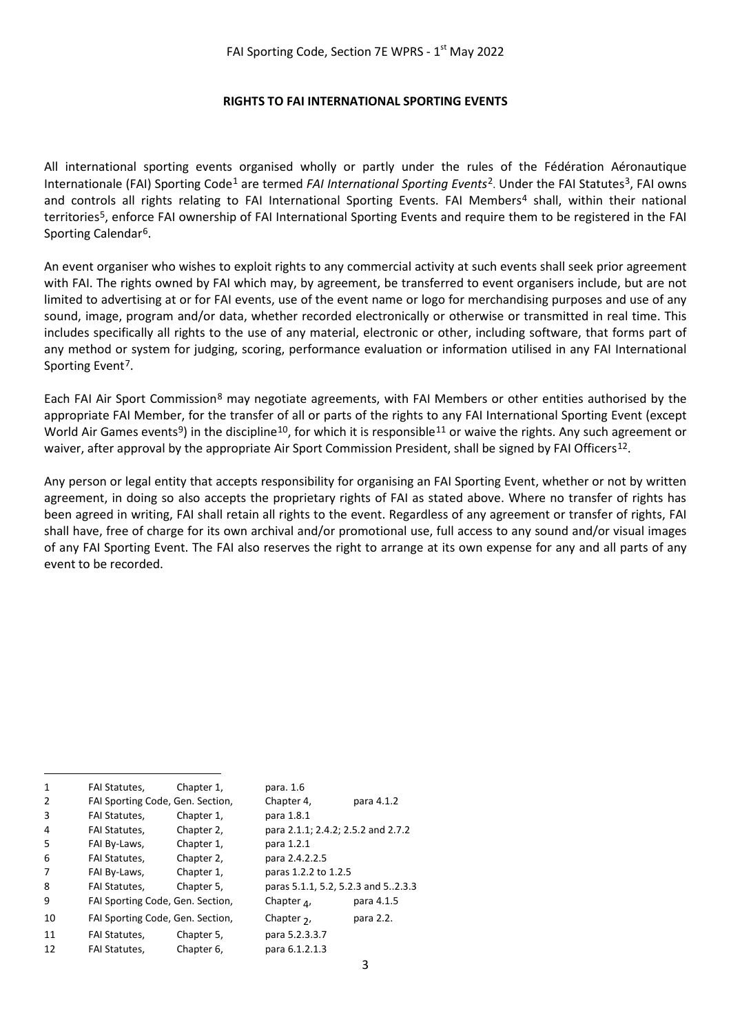**RIGHTS TO FAI INTERNATIONAL SPORTING EVENTS**

All international sporting events organised wholly or partly under the rules of the Fédération Aéronautique Internationale (FAI) Sporting Code[1] are termed *FAI International Sporting Events*[2]. Under the FAI Statutes[3], FAI owns and controls all rights relating to FAI International Sporting Events. FAI Members[4] shall, within their national territories[5], enforce FAI ownership of FAI International Sporting Events and require them to be registered in the FAI Sporting Calendar[6].

An event organiser who wishes to exploit rights to any commercial activity at such events shall seek prior agreement with FAI. The rights owned by FAI which may, by agreement, be transferred to event organisers include, but are not limited to advertising at or for FAI events, use of the event name or logo for merchandising purposes and use of any sound, image, program and/or data, whether recorded electronically or otherwise or transmitted in real time. This includes specifically all rights to the use of any material, electronic or other, including software, that forms part of any method or system for judging, scoring, performance evaluation or information utilised in any FAI International Sporting Event[7].

Each FAI Air Sport Commission[8] may negotiate agreements, with FAI Members or other entities authorised by the appropriate FAI Member, for the transfer of all or parts of the rights to any FAI International Sporting Event (except World Air Games events[9]) in the discipline[10], for which it is responsible[11] or waive the rights. Any such agreement or waiver, after approval by the appropriate Air Sport Commission President, shall be signed by FAI Officers[12].

Any person or legal entity that accepts responsibility for organising an FAI Sporting Event, whether or not by written agreement, in doing so also accepts the proprietary rights of FAI as stated above. Where no transfer of rights has been agreed in writing, FAI shall retain all rights to the event. Regardless of any agreement or transfer of rights, FAI shall have, free of charge for its own archival and/or promotional use, full access to any sound and/or visual images of any FAI Sporting Event. The FAI also reserves the right to arrange at its own expense for any and all parts of any event to be recorded.

---

| | | | | |
|---|---|---|---|---|
| 1 | FAI Statutes, | Chapter 1, | para. 1.6 | |
| 2 | FAI Sporting Code, Gen. Section, | | Chapter 4, | para 4.1.2 |
| 3 | FAI Statutes, | Chapter 1, | para 1.8.1 | |
| 4 | FAI Statutes, | Chapter 2, | para 2.1.1; 2.4.2; 2.5.2 and 2.7.2 | |
| 5 | FAI By-Laws, | Chapter 1, | para 1.2.1 | |
| 6 | FAI Statutes, | Chapter 2, | para 2.4.2.2.5 | |
| 7 | FAI By-Laws, | Chapter 1, | paras 1.2.2 to 1.2.5 | |
| 8 | FAI Statutes, | Chapter 5, | paras 5.1.1, 5.2, 5.2.3 and 5..2.3.3 | |
| 9 | FAI Sporting Code, Gen. Section, | | Chapter 4, | para 4.1.5 |
| 10 | FAI Sporting Code, Gen. Section, | | Chapter 2, | para 2.2. |
| 11 | FAI Statutes, | Chapter 5, | para 5.2.3.3.7 | |
| 12 | FAI Statutes, | Chapter 6, | para 6.1.2.1.3 | |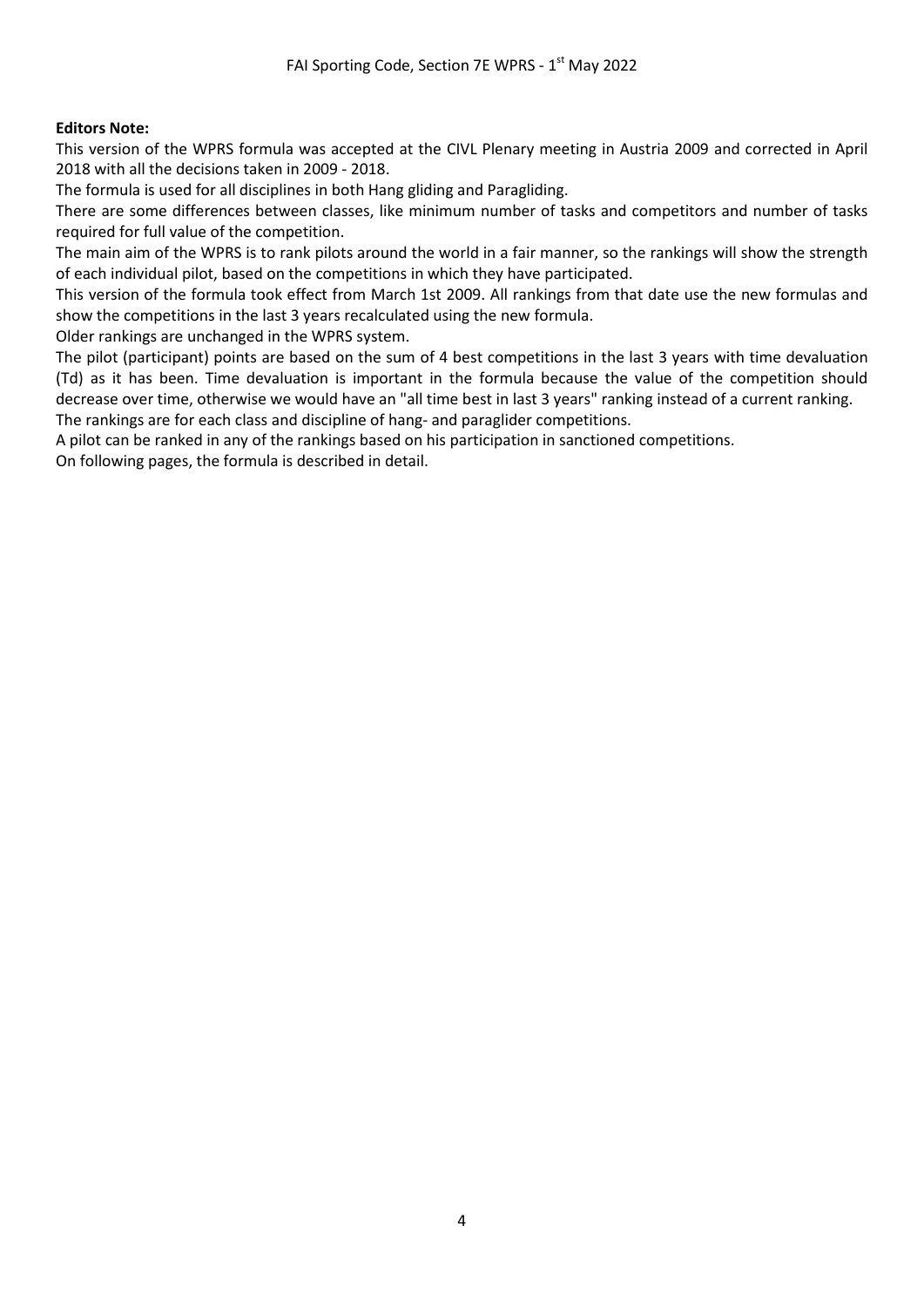**Editors Note:**

This version of the WPRS formula was accepted at the CIVL Plenary meeting in Austria 2009 and corrected in April 2018 with all the decisions taken in 2009 - 2018.

The formula is used for all disciplines in both Hang gliding and Paragliding.

There are some differences between classes, like minimum number of tasks and competitors and number of tasks required for full value of the competition.

The main aim of the WPRS is to rank pilots around the world in a fair manner, so the rankings will show the strength of each individual pilot, based on the competitions in which they have participated.

This version of the formula took effect from March 1st 2009. All rankings from that date use the new formulas and show the competitions in the last 3 years recalculated using the new formula.

Older rankings are unchanged in the WPRS system.

The pilot (participant) points are based on the sum of 4 best competitions in the last 3 years with time devaluation (Td) as it has been. Time devaluation is important in the formula because the value of the competition should decrease over time, otherwise we would have an "all time best in last 3 years" ranking instead of a current ranking.

The rankings are for each class and discipline of hang- and paraglider competitions.

A pilot can be ranked in any of the rankings based on his participation in sanctioned competitions.

On following pages, the formula is described in detail.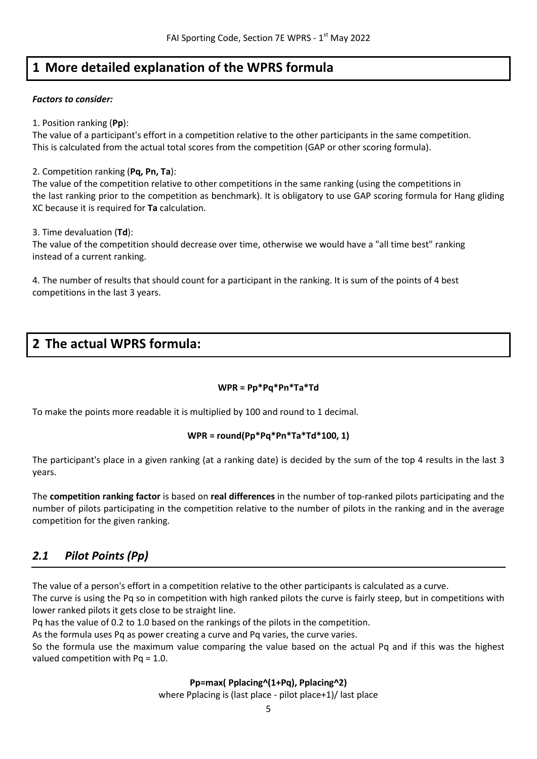# 1 More detailed explanation of the WPRS formula

***Factors to consider:***

1. Position ranking (**Pp**):
The value of a participant's effort in a competition relative to the other participants in the same competition. This is calculated from the actual total scores from the competition (GAP or other scoring formula).

2. Competition ranking (**Pq, Pn, Ta**):
The value of the competition relative to other competitions in the same ranking (using the competitions in the last ranking prior to the competition as benchmark). It is obligatory to use GAP scoring formula for Hang gliding XC because it is required for **Ta** calculation.

3. Time devaluation (**Td**):
The value of the competition should decrease over time, otherwise we would have a "all time best" ranking instead of a current ranking.

4. The number of results that should count for a participant in the ranking. It is sum of the points of 4 best competitions in the last 3 years.

# 2 The actual WPRS formula:

**WPR = Pp*Pq*Pn*Ta*Td**

To make the points more readable it is multiplied by 100 and round to 1 decimal.

**WPR = round(Pp*Pq*Pn*Ta*Td*100, 1)**

The participant's place in a given ranking (at a ranking date) is decided by the sum of the top 4 results in the last 3 years.

The **competition ranking factor** is based on **real differences** in the number of top-ranked pilots participating and the number of pilots participating in the competition relative to the number of pilots in the ranking and in the average competition for the given ranking.

## *2.1 Pilot Points (Pp)*

The value of a person's effort in a competition relative to the other participants is calculated as a curve.
The curve is using the Pq so in competition with high ranked pilots the curve is fairly steep, but in competitions with lower ranked pilots it gets close to be straight line.
Pq has the value of 0.2 to 1.0 based on the rankings of the pilots in the competition.
As the formula uses Pq as power creating a curve and Pq varies, the curve varies.
So the formula use the maximum value comparing the value based on the actual Pq and if this was the highest valued competition with Pq = 1.0.

**Pp=max( Pplacing^(1+Pq), Pplacing^2)**
where Pplacing is (last place - pilot place+1)/ last place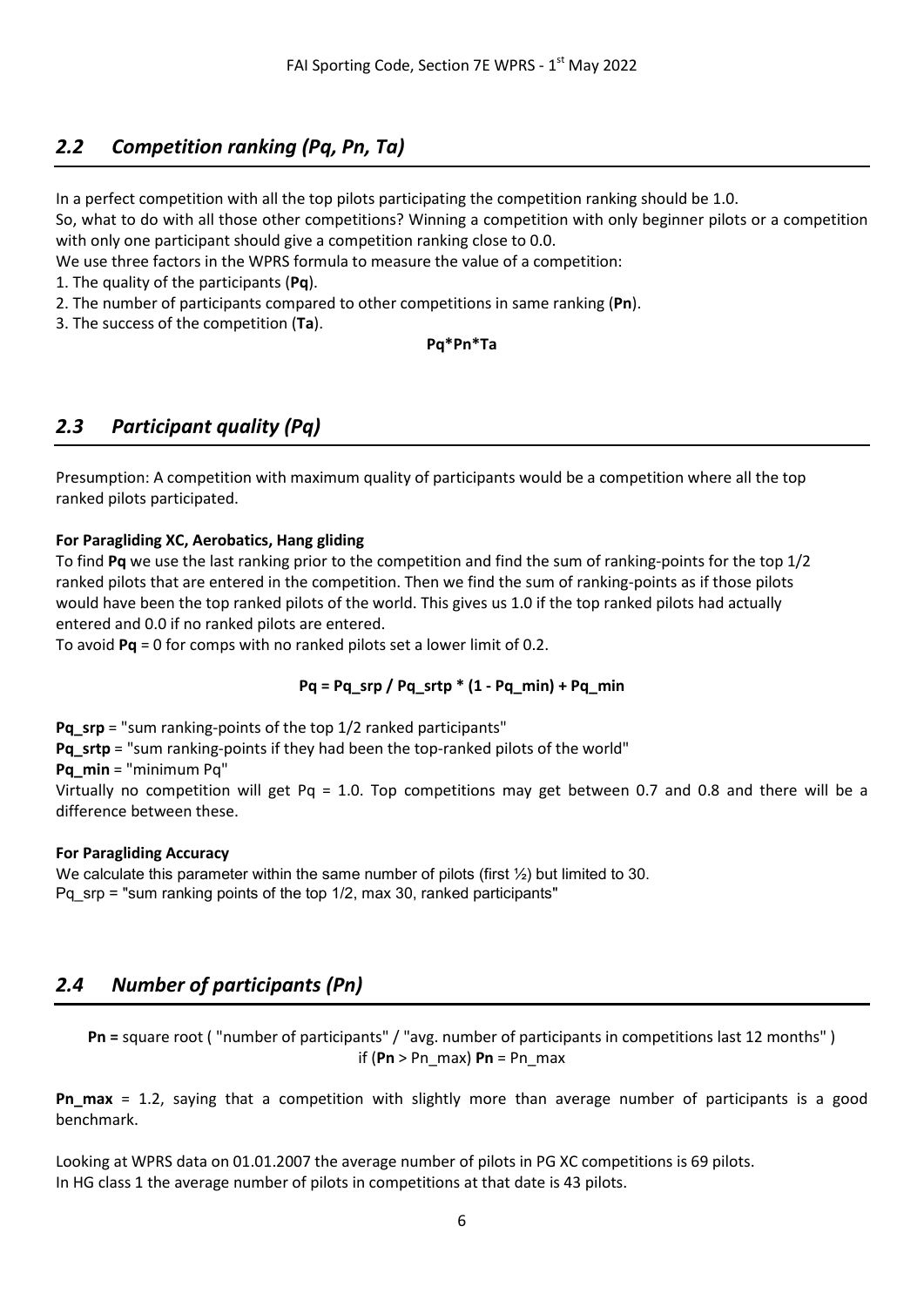## *2.2 Competition ranking (Pq, Pn, Ta)*

In a perfect competition with all the top pilots participating the competition ranking should be 1.0.
So, what to do with all those other competitions? Winning a competition with only beginner pilots or a competition with only one participant should give a competition ranking close to 0.0.
We use three factors in the WPRS formula to measure the value of a competition:

1. The quality of the participants (**Pq**).
2. The number of participants compared to other competitions in same ranking (**Pn**).
3. The success of the competition (**Ta**).

$$Pq * Pn * Ta$$

## *2.3 Participant quality (Pq)*

Presumption: A competition with maximum quality of participants would be a competition where all the top ranked pilots participated.

**For Paragliding XC, Aerobatics, Hang gliding**

To find **Pq** we use the last ranking prior to the competition and find the sum of ranking-points for the top 1/2 ranked pilots that are entered in the competition. Then we find the sum of ranking-points as if those pilots would have been the top ranked pilots of the world. This gives us 1.0 if the top ranked pilots had actually entered and 0.0 if no ranked pilots are entered.
To avoid **Pq** = 0 for comps with no ranked pilots set a lower limit of 0.2.

$$Pq = Pq\_srp / Pq\_srtp * (1 - Pq\_min) + Pq\_min$$

**Pq_srp** = "sum ranking-points of the top 1/2 ranked participants"
**Pq_srtp** = "sum ranking-points if they had been the top-ranked pilots of the world"
**Pq_min** = "minimum Pq"
Virtually no competition will get Pq = 1.0. Top competitions may get between 0.7 and 0.8 and there will be a difference between these.

**For Paragliding Accuracy**

We calculate this parameter within the same number of pilots (first ½) but limited to 30.
Pq_srp = "sum ranking points of the top 1/2, max 30, ranked participants"

## *2.4 Number of participants (Pn)*

**Pn =** square root ( "number of participants" / "avg. number of participants in competitions last 12 months" )
if (**Pn** > Pn_max) **Pn** = Pn_max

**Pn_max** = 1.2, saying that a competition with slightly more than average number of participants is a good benchmark.

Looking at WPRS data on 01.01.2007 the average number of pilots in PG XC competitions is 69 pilots.
In HG class 1 the average number of pilots in competitions at that date is 43 pilots.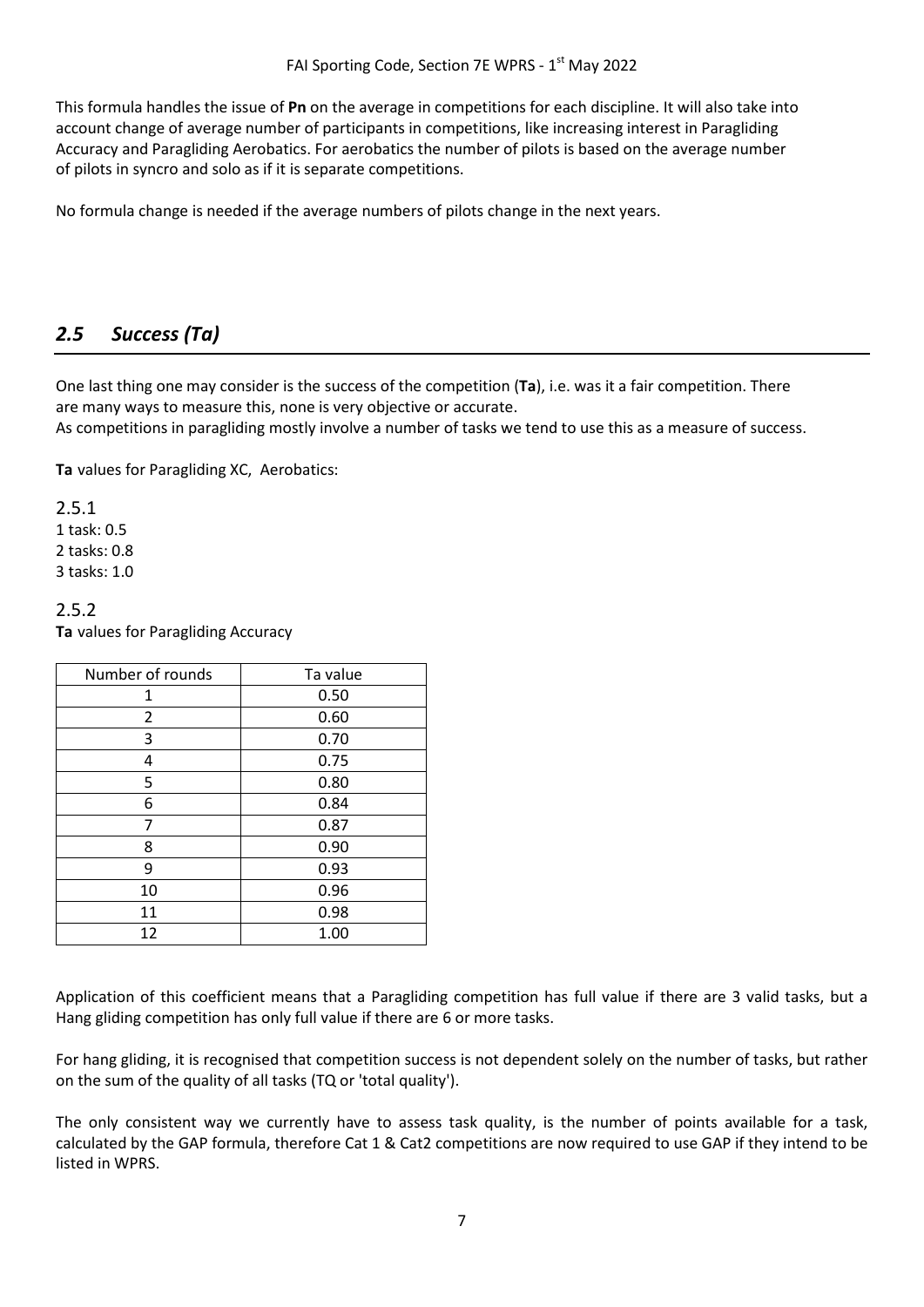This formula handles the issue of **Pn** on the average in competitions for each discipline. It will also take into account change of average number of participants in competitions, like increasing interest in Paragliding Accuracy and Paragliding Aerobatics. For aerobatics the number of pilots is based on the average number of pilots in syncro and solo as if it is separate competitions.

No formula change is needed if the average numbers of pilots change in the next years.

## *2.5 Success (Ta)*

One last thing one may consider is the success of the competition (**Ta**), i.e. was it a fair competition. There are many ways to measure this, none is very objective or accurate.
As competitions in paragliding mostly involve a number of tasks we tend to use this as a measure of success.

**Ta** values for Paragliding XC, Aerobatics:

2.5.1
1 task: 0.5
2 tasks: 0.8
3 tasks: 1.0

2.5.2
**Ta** values for Paragliding Accuracy

| Number of rounds | Ta value |
|---|---|
| 1 | 0.50 |
| 2 | 0.60 |
| 3 | 0.70 |
| 4 | 0.75 |
| 5 | 0.80 |
| 6 | 0.84 |
| 7 | 0.87 |
| 8 | 0.90 |
| 9 | 0.93 |
| 10 | 0.96 |
| 11 | 0.98 |
| 12 | 1.00 |

Application of this coefficient means that a Paragliding competition has full value if there are 3 valid tasks, but a Hang gliding competition has only full value if there are 6 or more tasks.

For hang gliding, it is recognised that competition success is not dependent solely on the number of tasks, but rather on the sum of the quality of all tasks (TQ or 'total quality').

The only consistent way we currently have to assess task quality, is the number of points available for a task, calculated by the GAP formula, therefore Cat 1 & Cat2 competitions are now required to use GAP if they intend to be listed in WPRS.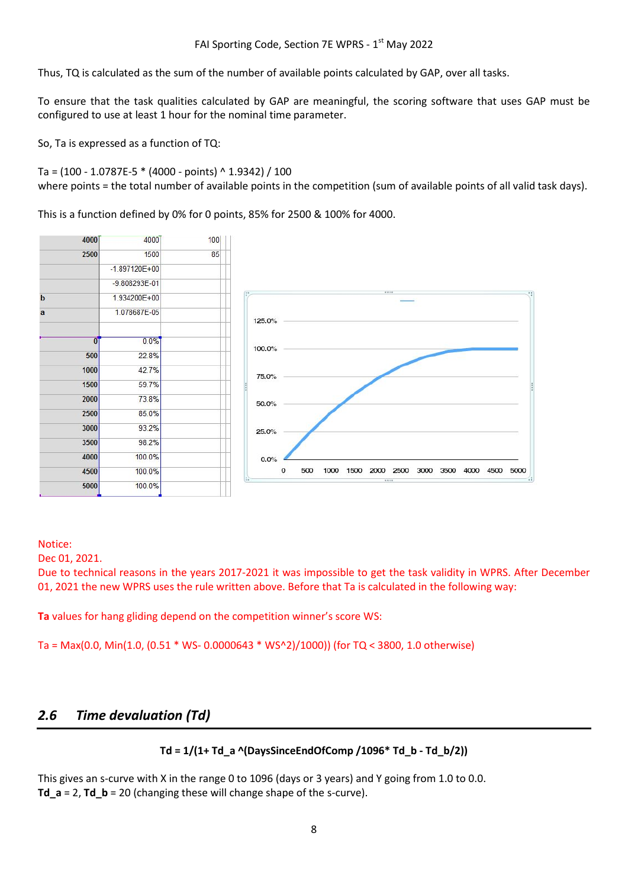Thus, TQ is calculated as the sum of the number of available points calculated by GAP, over all tasks.

To ensure that the task qualities calculated by GAP are meaningful, the scoring software that uses GAP must be configured to use at least 1 hour for the nominal time parameter.

So, Ta is expressed as a function of TQ:

Ta = (100 - 1.0787E-5 * (4000 - points) ^ 1.9342) / 100
where points = the total number of available points in the competition (sum of available points of all valid task days).

This is a function defined by 0% for 0 points, 85% for 2500 & 100% for 4000.

| | | |
|---|---|---|
| 4000 | 4000 | 100 |
| 2500 | 1500 | 85 |
| | -1.897120E+00 | |
| | -9.808293E-01 | |
| b | 1.934200E+00 | |
| a | 1.078687E-05 | |
| | | |
| 0 | 0.0% | |
| 500 | 22.8% | |
| 1000 | 42.7% | |
| 1500 | 59.7% | |
| 2000 | 73.8% | |
| 2500 | 85.0% | |
| 3000 | 93.2% | |
| 3500 | 98.2% | |
| 4000 | 100.0% | |
| 4500 | 100.0% | |
| 5000 | 100.0% | |

125.0%
100.0%
75.0%
50.0%
25.0%
0.0%
0 500 1000 1500 2000 2500 3000 3500 4000 4500 5000

Notice:
Dec 01, 2021.
Due to technical reasons in the years 2017-2021 it was impossible to get the task validity in WPRS. After December 01, 2021 the new WPRS uses the rule written above. Before that Ta is calculated in the following way:

**Ta** values for hang gliding depend on the competition winner's score WS:

Ta = Max(0.0, Min(1.0, (0.51 * WS- 0.0000643 * WS^2)/1000)) (for TQ < 3800, 1.0 otherwise)

## 2.6 Time devaluation (Td)

**Td = 1/(1+ Td_a ^(DaysSinceEndOfComp /1096* Td_b - Td_b/2))**

This gives an s-curve with X in the range 0 to 1096 (days or 3 years) and Y going from 1.0 to 0.0.
**Td_a** = 2, **Td_b** = 20 (changing these will change shape of the s-curve).